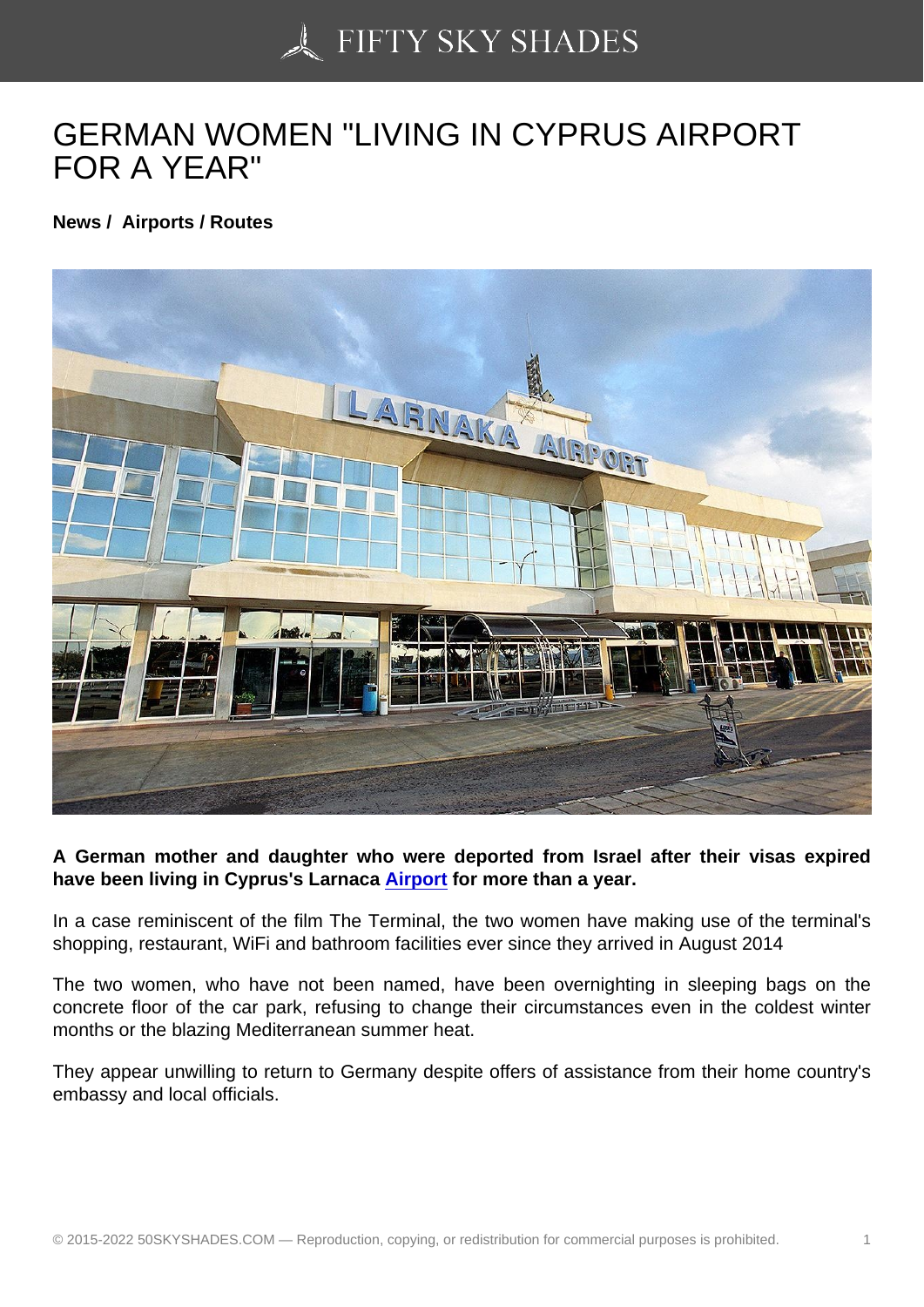# GERMAN WOMEN "LIVING IN CYPRUS AIRPORT FOR A YEAR"

**News / Airports / Routes**

**A German mother and daughter who were deported from Israel after their visas expired have been living in Cyprus's Larnaca Airport for more than a year.**

In a case reminiscent of the film The Terminal, the two women have making use of the terminal's shopping, restaurant, WiFi and bathroom facilities ever since they arrived in August 2014

The two women, who have not been named, have been overnighting in sleeping bags on the concrete floor of the car park, refusing to change their circumstances even in the coldest winter months or the blazing Mediterranean summer heat.

They appear unwilling to return to Germany despite offers of assistance from their home country's embassy and local officials.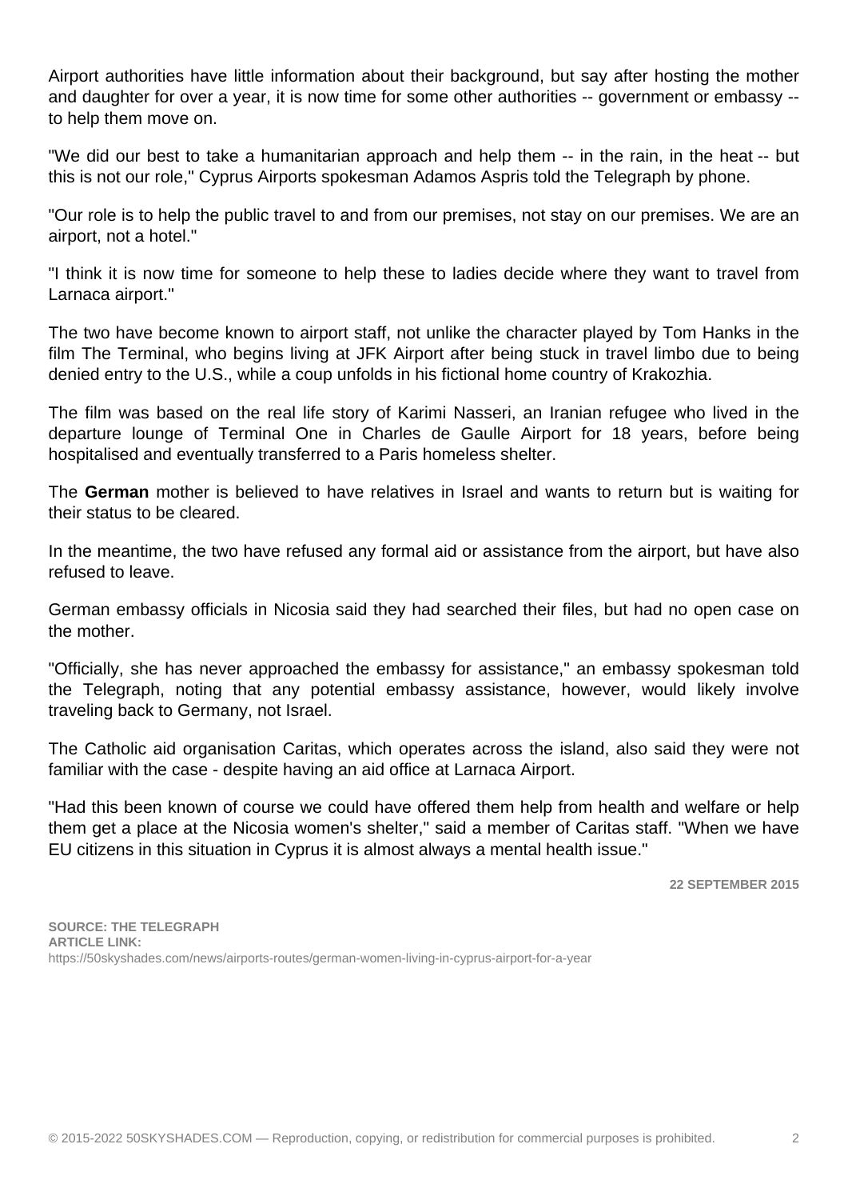Airport authorities have little information about their background, but say after hosting the mother and daughter for over a year, it is now time for some other authorities -- government or embassy -- to help them move on.

"We did our best to take a humanitarian approach and help them -- in the rain, in the heat -- but this is not our role," Cyprus Airports spokesman Adamos Aspris told the Telegraph by phone.

"Our role is to help the public travel to and from our premises, not stay on our premises. We are an airport, not a hotel."

"I think it is now time for someone to help these to ladies decide where they want to travel from Larnaca airport."

The two have become known to airport staff, not unlike the character played by Tom Hanks in the film The Terminal, who begins living at JFK Airport after being stuck in travel limbo due to being denied entry to the U.S., while a coup unfolds in his fictional home country of Krakozhia.

The film was based on the real life story of Karimi Nasseri, an Iranian refugee who lived in the departure lounge of Terminal One in Charles de Gaulle Airport for 18 years, before being hospitalised and eventually transferred to a Paris homeless shelter.

The **German** mother is believed to have relatives in Israel and wants to return but is waiting for their status to be cleared.

In the meantime, the two have refused any formal aid or assistance from the airport, but have also refused to leave.

German embassy officials in Nicosia said they had searched their files, but had no open case on the mother.

"Officially, she has never approached the embassy for assistance," an embassy spokesman told the Telegraph, noting that any potential embassy assistance, however, would likely involve traveling back to Germany, not Israel.

The Catholic aid organisation Caritas, which operates across the island, also said they were not familiar with the case - despite having an aid office at Larnaca Airport.

"Had this been known of course we could have offered them help from health and welfare or help them get a place at the Nicosia women's shelter," said a member of Caritas staff. "When we have EU citizens in this situation in Cyprus it is almost always a mental health issue."

**22 SEPTEMBER 2015**

**SOURCE: THE TELEGRAPH**
**ARTICLE LINK:**
https://50skyshades.com/news/airports-routes/german-women-living-in-cyprus-airport-for-a-year